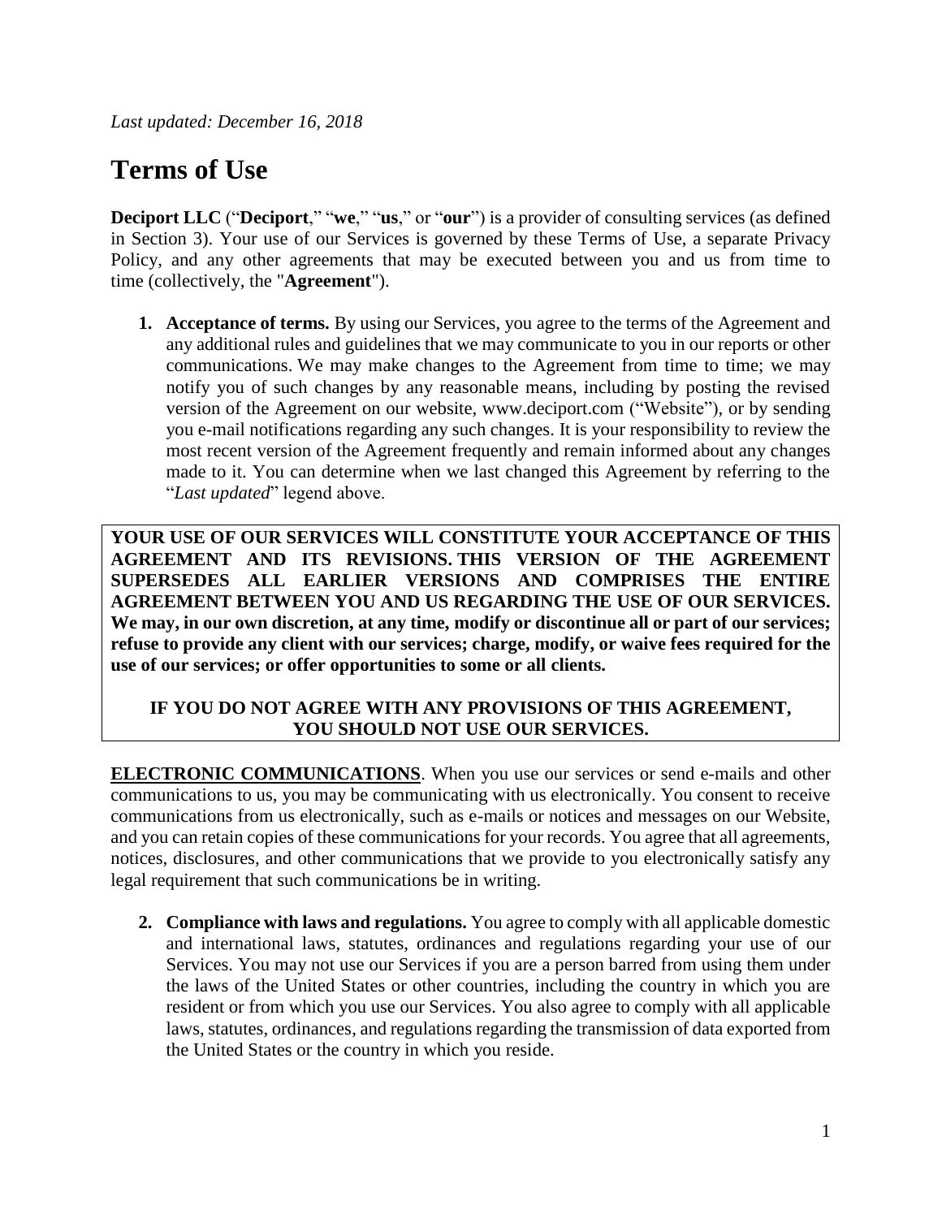*Last updated: December 16, 2018*

# Terms of Use

**Deciport LLC** ("**Deciport**," "**we**," "**us**," or "**our**") is a provider of consulting services (as defined in Section 3). Your use of our Services is governed by these Terms of Use, a separate Privacy Policy, and any other agreements that may be executed between you and us from time to time (collectively, the "**Agreement**").

1. **Acceptance of terms.** By using our Services, you agree to the terms of the Agreement and any additional rules and guidelines that we may communicate to you in our reports or other communications. We may make changes to the Agreement from time to time; we may notify you of such changes by any reasonable means, including by posting the revised version of the Agreement on our website, www.deciport.com ("Website"), or by sending you e-mail notifications regarding any such changes. It is your responsibility to review the most recent version of the Agreement frequently and remain informed about any changes made to it. You can determine when we last changed this Agreement by referring to the "*Last updated*" legend above.

**YOUR USE OF OUR SERVICES WILL CONSTITUTE YOUR ACCEPTANCE OF THIS AGREEMENT AND ITS REVISIONS. THIS VERSION OF THE AGREEMENT SUPERSEDES ALL EARLIER VERSIONS AND COMPRISES THE ENTIRE AGREEMENT BETWEEN YOU AND US REGARDING THE USE OF OUR SERVICES. We may, in our own discretion, at any time, modify or discontinue all or part of our services; refuse to provide any client with our services; charge, modify, or waive fees required for the use of our services; or offer opportunities to some or all clients.**

**IF YOU DO NOT AGREE WITH ANY PROVISIONS OF THIS AGREEMENT, YOU SHOULD NOT USE OUR SERVICES.**

**ELECTRONIC COMMUNICATIONS**. When you use our services or send e-mails and other communications to us, you may be communicating with us electronically. You consent to receive communications from us electronically, such as e-mails or notices and messages on our Website, and you can retain copies of these communications for your records. You agree that all agreements, notices, disclosures, and other communications that we provide to you electronically satisfy any legal requirement that such communications be in writing.

2. **Compliance with laws and regulations.** You agree to comply with all applicable domestic and international laws, statutes, ordinances and regulations regarding your use of our Services. You may not use our Services if you are a person barred from using them under the laws of the United States or other countries, including the country in which you are resident or from which you use our Services. You also agree to comply with all applicable laws, statutes, ordinances, and regulations regarding the transmission of data exported from the United States or the country in which you reside.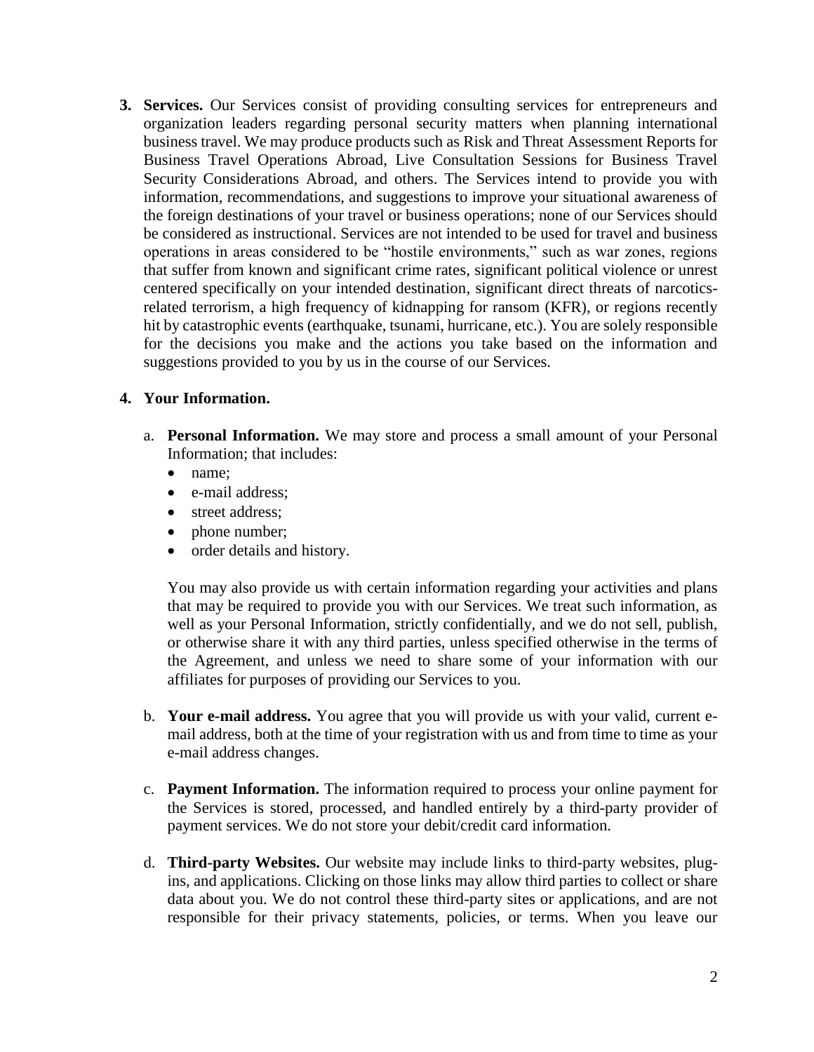3. **Services.** Our Services consist of providing consulting services for entrepreneurs and organization leaders regarding personal security matters when planning international business travel. We may produce products such as Risk and Threat Assessment Reports for Business Travel Operations Abroad, Live Consultation Sessions for Business Travel Security Considerations Abroad, and others. The Services intend to provide you with information, recommendations, and suggestions to improve your situational awareness of the foreign destinations of your travel or business operations; none of our Services should be considered as instructional. Services are not intended to be used for travel and business operations in areas considered to be "hostile environments," such as war zones, regions that suffer from known and significant crime rates, significant political violence or unrest centered specifically on your intended destination, significant direct threats of narcotics-related terrorism, a high frequency of kidnapping for ransom (KFR), or regions recently hit by catastrophic events (earthquake, tsunami, hurricane, etc.). You are solely responsible for the decisions you make and the actions you take based on the information and suggestions provided to you by us in the course of our Services.

4. **Your Information.**

   a. **Personal Information.** We may store and process a small amount of your Personal Information; that includes:
      - name;
      - e-mail address;
      - street address;
      - phone number;
      - order details and history.

      You may also provide us with certain information regarding your activities and plans that may be required to provide you with our Services. We treat such information, as well as your Personal Information, strictly confidentially, and we do not sell, publish, or otherwise share it with any third parties, unless specified otherwise in the terms of the Agreement, and unless we need to share some of your information with our affiliates for purposes of providing our Services to you.

   b. **Your e-mail address.** You agree that you will provide us with your valid, current e-mail address, both at the time of your registration with us and from time to time as your e-mail address changes.

   c. **Payment Information.** The information required to process your online payment for the Services is stored, processed, and handled entirely by a third-party provider of payment services. We do not store your debit/credit card information.

   d. **Third-party Websites.** Our website may include links to third-party websites, plug-ins, and applications. Clicking on those links may allow third parties to collect or share data about you. We do not control these third-party sites or applications, and are not responsible for their privacy statements, policies, or terms. When you leave our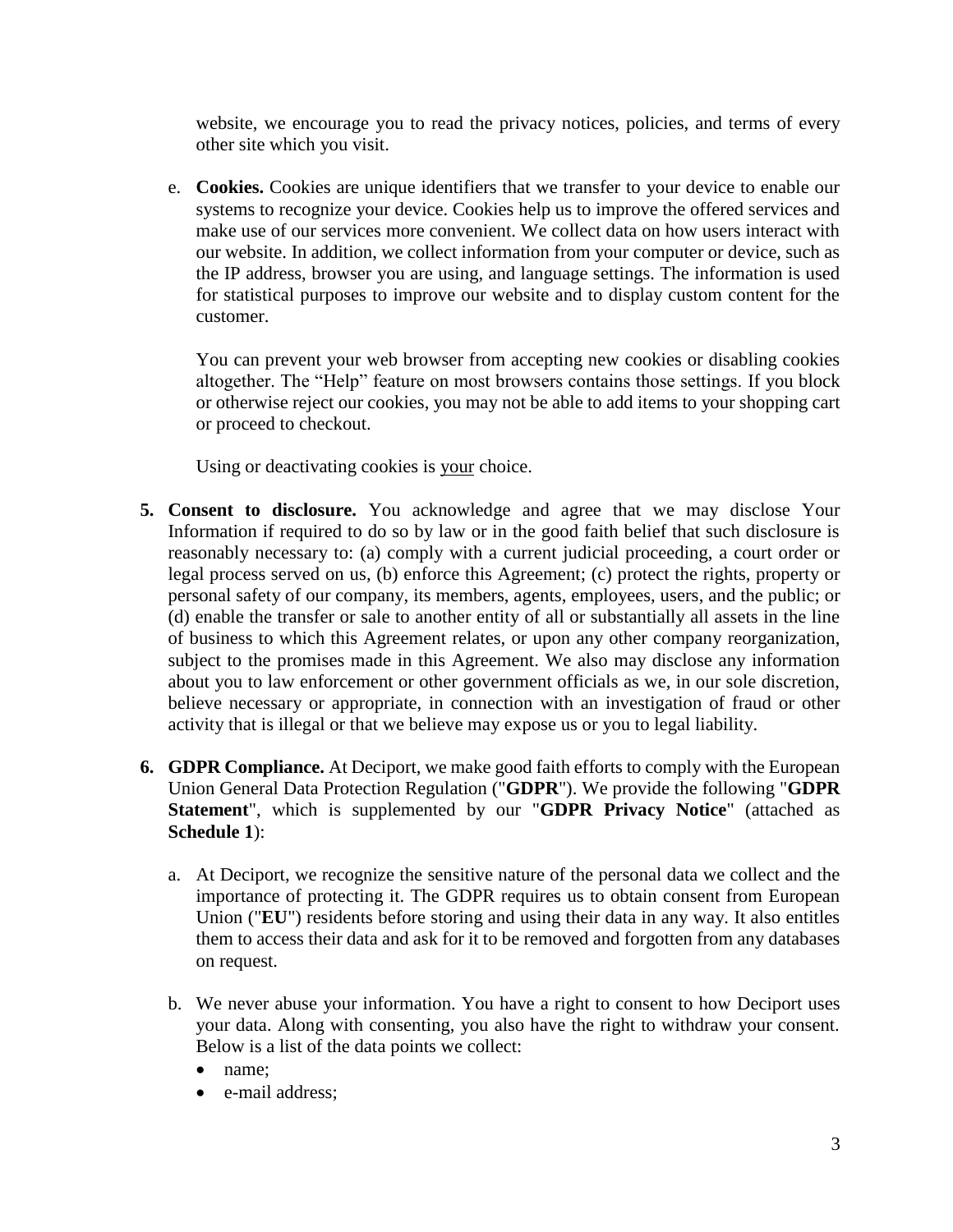website, we encourage you to read the privacy notices, policies, and terms of every other site which you visit.

e. **Cookies.** Cookies are unique identifiers that we transfer to your device to enable our systems to recognize your device. Cookies help us to improve the offered services and make use of our services more convenient. We collect data on how users interact with our website. In addition, we collect information from your computer or device, such as the IP address, browser you are using, and language settings. The information is used for statistical purposes to improve our website and to display custom content for the customer.

   You can prevent your web browser from accepting new cookies or disabling cookies altogether. The "Help" feature on most browsers contains those settings. If you block or otherwise reject our cookies, you may not be able to add items to your shopping cart or proceed to checkout.

   Using or deactivating cookies is <u>your</u> choice.

**5. Consent to disclosure.** You acknowledge and agree that we may disclose Your Information if required to do so by law or in the good faith belief that such disclosure is reasonably necessary to: (a) comply with a current judicial proceeding, a court order or legal process served on us, (b) enforce this Agreement; (c) protect the rights, property or personal safety of our company, its members, agents, employees, users, and the public; or (d) enable the transfer or sale to another entity of all or substantially all assets in the line of business to which this Agreement relates, or upon any other company reorganization, subject to the promises made in this Agreement. We also may disclose any information about you to law enforcement or other government officials as we, in our sole discretion, believe necessary or appropriate, in connection with an investigation of fraud or other activity that is illegal or that we believe may expose us or you to legal liability.

**6. GDPR Compliance.** At Deciport, we make good faith efforts to comply with the European Union General Data Protection Regulation ("**GDPR**"). We provide the following "**GDPR Statement**", which is supplemented by our "**GDPR Privacy Notice**" (attached as **Schedule 1**):

a. At Deciport, we recognize the sensitive nature of the personal data we collect and the importance of protecting it. The GDPR requires us to obtain consent from European Union ("**EU**") residents before storing and using their data in any way. It also entitles them to access their data and ask for it to be removed and forgotten from any databases on request.

b. We never abuse your information. You have a right to consent to how Deciport uses your data. Along with consenting, you also have the right to withdraw your consent. Below is a list of the data points we collect:
   - name;
   - e-mail address;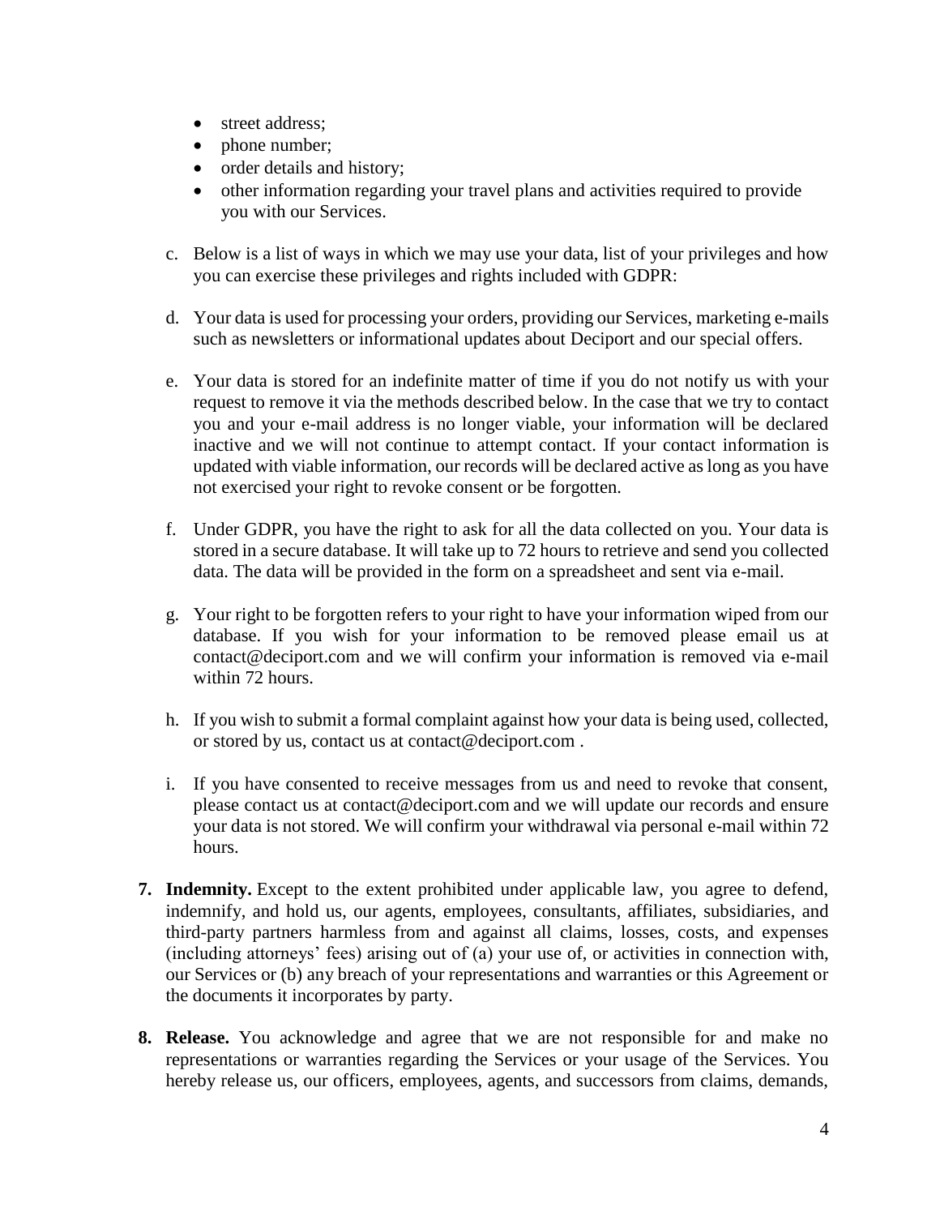- street address;
- phone number;
- order details and history;
- other information regarding your travel plans and activities required to provide you with our Services.

c. Below is a list of ways in which we may use your data, list of your privileges and how you can exercise these privileges and rights included with GDPR:

d. Your data is used for processing your orders, providing our Services, marketing e-mails such as newsletters or informational updates about Deciport and our special offers.

e. Your data is stored for an indefinite matter of time if you do not notify us with your request to remove it via the methods described below. In the case that we try to contact you and your e-mail address is no longer viable, your information will be declared inactive and we will not continue to attempt contact. If your contact information is updated with viable information, our records will be declared active as long as you have not exercised your right to revoke consent or be forgotten.

f. Under GDPR, you have the right to ask for all the data collected on you. Your data is stored in a secure database. It will take up to 72 hours to retrieve and send you collected data. The data will be provided in the form on a spreadsheet and sent via e-mail.

g. Your right to be forgotten refers to your right to have your information wiped from our database. If you wish for your information to be removed please email us at contact@deciport.com and we will confirm your information is removed via e-mail within 72 hours.

h. If you wish to submit a formal complaint against how your data is being used, collected, or stored by us, contact us at contact@deciport.com .

i. If you have consented to receive messages from us and need to revoke that consent, please contact us at contact@deciport.com and we will update our records and ensure your data is not stored. We will confirm your withdrawal via personal e-mail within 72 hours.

7. **Indemnity.** Except to the extent prohibited under applicable law, you agree to defend, indemnify, and hold us, our agents, employees, consultants, affiliates, subsidiaries, and third-party partners harmless from and against all claims, losses, costs, and expenses (including attorneys' fees) arising out of (a) your use of, or activities in connection with, our Services or (b) any breach of your representations and warranties or this Agreement or the documents it incorporates by party.

8. **Release.** You acknowledge and agree that we are not responsible for and make no representations or warranties regarding the Services or your usage of the Services. You hereby release us, our officers, employees, agents, and successors from claims, demands,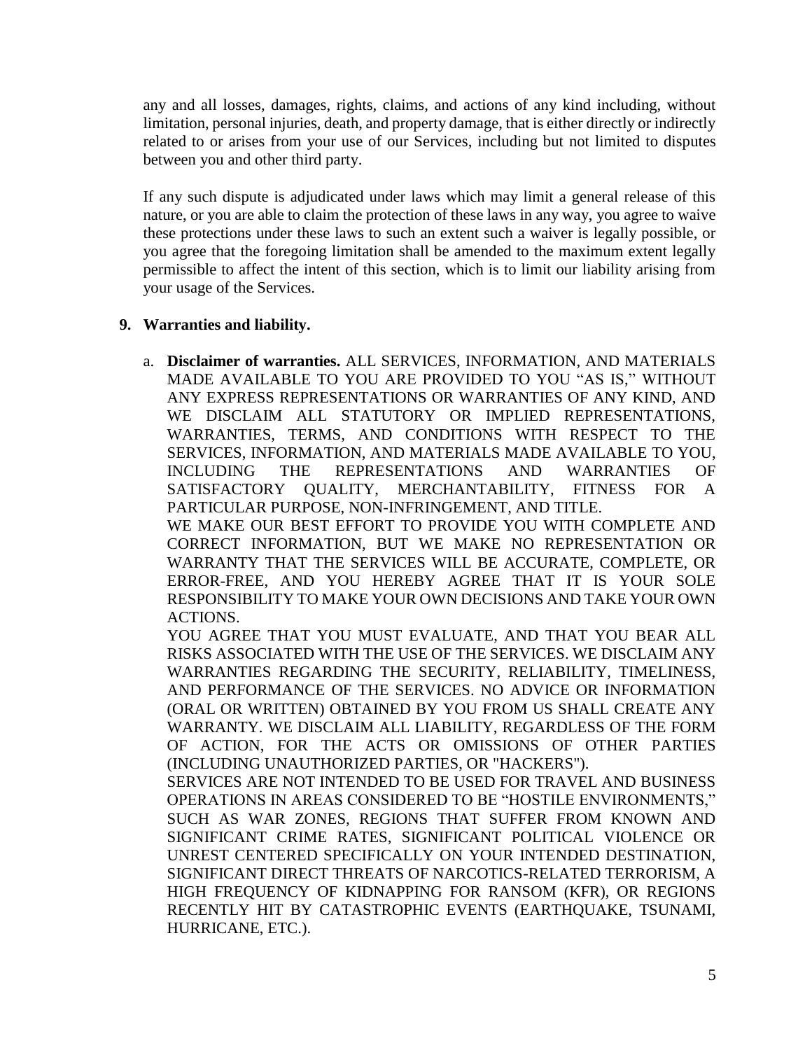any and all losses, damages, rights, claims, and actions of any kind including, without limitation, personal injuries, death, and property damage, that is either directly or indirectly related to or arises from your use of our Services, including but not limited to disputes between you and other third party.

If any such dispute is adjudicated under laws which may limit a general release of this nature, or you are able to claim the protection of these laws in any way, you agree to waive these protections under these laws to such an extent such a waiver is legally possible, or you agree that the foregoing limitation shall be amended to the maximum extent legally permissible to affect the intent of this section, which is to limit our liability arising from your usage of the Services.

**9. Warranties and liability.**

a. **Disclaimer of warranties.** ALL SERVICES, INFORMATION, AND MATERIALS MADE AVAILABLE TO YOU ARE PROVIDED TO YOU "AS IS," WITHOUT ANY EXPRESS REPRESENTATIONS OR WARRANTIES OF ANY KIND, AND WE DISCLAIM ALL STATUTORY OR IMPLIED REPRESENTATIONS, WARRANTIES, TERMS, AND CONDITIONS WITH RESPECT TO THE SERVICES, INFORMATION, AND MATERIALS MADE AVAILABLE TO YOU, INCLUDING THE REPRESENTATIONS AND WARRANTIES OF SATISFACTORY QUALITY, MERCHANTABILITY, FITNESS FOR A PARTICULAR PURPOSE, NON-INFRINGEMENT, AND TITLE.
WE MAKE OUR BEST EFFORT TO PROVIDE YOU WITH COMPLETE AND CORRECT INFORMATION, BUT WE MAKE NO REPRESENTATION OR WARRANTY THAT THE SERVICES WILL BE ACCURATE, COMPLETE, OR ERROR-FREE, AND YOU HEREBY AGREE THAT IT IS YOUR SOLE RESPONSIBILITY TO MAKE YOUR OWN DECISIONS AND TAKE YOUR OWN ACTIONS.
YOU AGREE THAT YOU MUST EVALUATE, AND THAT YOU BEAR ALL RISKS ASSOCIATED WITH THE USE OF THE SERVICES. WE DISCLAIM ANY WARRANTIES REGARDING THE SECURITY, RELIABILITY, TIMELINESS, AND PERFORMANCE OF THE SERVICES. NO ADVICE OR INFORMATION (ORAL OR WRITTEN) OBTAINED BY YOU FROM US SHALL CREATE ANY WARRANTY. WE DISCLAIM ALL LIABILITY, REGARDLESS OF THE FORM OF ACTION, FOR THE ACTS OR OMISSIONS OF OTHER PARTIES (INCLUDING UNAUTHORIZED PARTIES, OR "HACKERS").
SERVICES ARE NOT INTENDED TO BE USED FOR TRAVEL AND BUSINESS OPERATIONS IN AREAS CONSIDERED TO BE "HOSTILE ENVIRONMENTS," SUCH AS WAR ZONES, REGIONS THAT SUFFER FROM KNOWN AND SIGNIFICANT CRIME RATES, SIGNIFICANT POLITICAL VIOLENCE OR UNREST CENTERED SPECIFICALLY ON YOUR INTENDED DESTINATION, SIGNIFICANT DIRECT THREATS OF NARCOTICS-RELATED TERRORISM, A HIGH FREQUENCY OF KIDNAPPING FOR RANSOM (KFR), OR REGIONS RECENTLY HIT BY CATASTROPHIC EVENTS (EARTHQUAKE, TSUNAMI, HURRICANE, ETC.).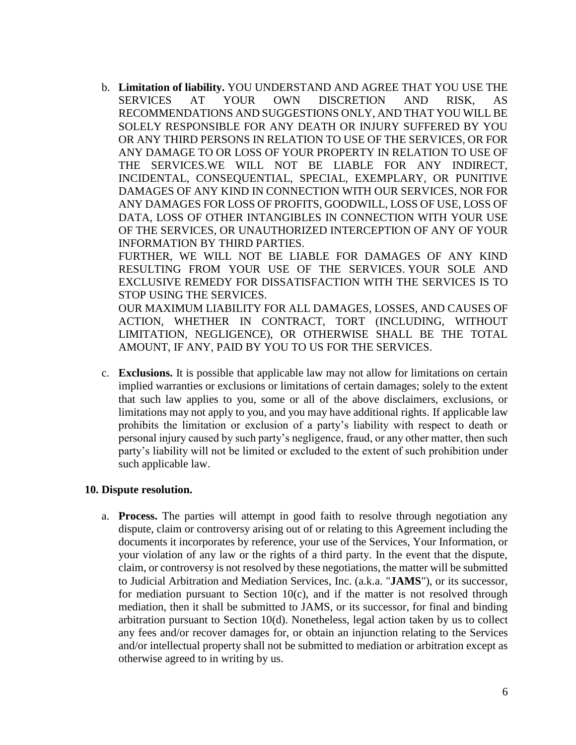b. **Limitation of liability.** YOU UNDERSTAND AND AGREE THAT YOU USE THE SERVICES AT YOUR OWN DISCRETION AND RISK, AS RECOMMENDATIONS AND SUGGESTIONS ONLY, AND THAT YOU WILL BE SOLELY RESPONSIBLE FOR ANY DEATH OR INJURY SUFFERED BY YOU OR ANY THIRD PERSONS IN RELATION TO USE OF THE SERVICES, OR FOR ANY DAMAGE TO OR LOSS OF YOUR PROPERTY IN RELATION TO USE OF THE SERVICES.WE WILL NOT BE LIABLE FOR ANY INDIRECT, INCIDENTAL, CONSEQUENTIAL, SPECIAL, EXEMPLARY, OR PUNITIVE DAMAGES OF ANY KIND IN CONNECTION WITH OUR SERVICES, NOR FOR ANY DAMAGES FOR LOSS OF PROFITS, GOODWILL, LOSS OF USE, LOSS OF DATA, LOSS OF OTHER INTANGIBLES IN CONNECTION WITH YOUR USE OF THE SERVICES, OR UNAUTHORIZED INTERCEPTION OF ANY OF YOUR INFORMATION BY THIRD PARTIES.
FURTHER, WE WILL NOT BE LIABLE FOR DAMAGES OF ANY KIND RESULTING FROM YOUR USE OF THE SERVICES. YOUR SOLE AND EXCLUSIVE REMEDY FOR DISSATISFACTION WITH THE SERVICES IS TO STOP USING THE SERVICES.
OUR MAXIMUM LIABILITY FOR ALL DAMAGES, LOSSES, AND CAUSES OF ACTION, WHETHER IN CONTRACT, TORT (INCLUDING, WITHOUT LIMITATION, NEGLIGENCE), OR OTHERWISE SHALL BE THE TOTAL AMOUNT, IF ANY, PAID BY YOU TO US FOR THE SERVICES.

c. **Exclusions.** It is possible that applicable law may not allow for limitations on certain implied warranties or exclusions or limitations of certain damages; solely to the extent that such law applies to you, some or all of the above disclaimers, exclusions, or limitations may not apply to you, and you may have additional rights. If applicable law prohibits the limitation or exclusion of a party's liability with respect to death or personal injury caused by such party's negligence, fraud, or any other matter, then such party's liability will not be limited or excluded to the extent of such prohibition under such applicable law.

**10. Dispute resolution.**

a. **Process.** The parties will attempt in good faith to resolve through negotiation any dispute, claim or controversy arising out of or relating to this Agreement including the documents it incorporates by reference, your use of the Services, Your Information, or your violation of any law or the rights of a third party. In the event that the dispute, claim, or controversy is not resolved by these negotiations, the matter will be submitted to Judicial Arbitration and Mediation Services, Inc. (a.k.a. "**JAMS**"), or its successor, for mediation pursuant to Section 10(c), and if the matter is not resolved through mediation, then it shall be submitted to JAMS, or its successor, for final and binding arbitration pursuant to Section 10(d). Nonetheless, legal action taken by us to collect any fees and/or recover damages for, or obtain an injunction relating to the Services and/or intellectual property shall not be submitted to mediation or arbitration except as otherwise agreed to in writing by us.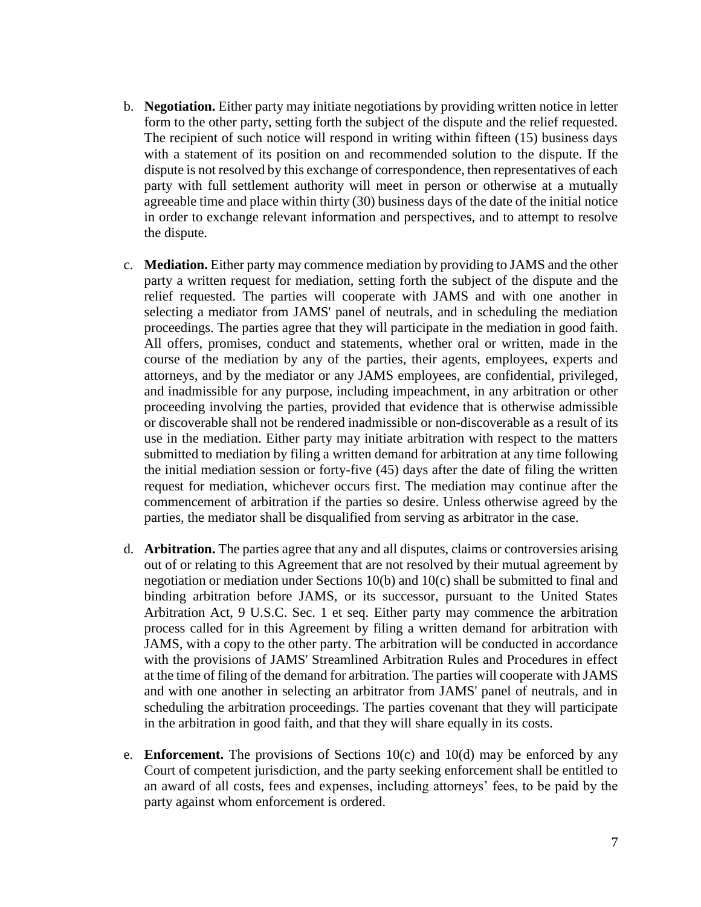b. **Negotiation.** Either party may initiate negotiations by providing written notice in letter form to the other party, setting forth the subject of the dispute and the relief requested. The recipient of such notice will respond in writing within fifteen (15) business days with a statement of its position on and recommended solution to the dispute. If the dispute is not resolved by this exchange of correspondence, then representatives of each party with full settlement authority will meet in person or otherwise at a mutually agreeable time and place within thirty (30) business days of the date of the initial notice in order to exchange relevant information and perspectives, and to attempt to resolve the dispute.

c. **Mediation.** Either party may commence mediation by providing to JAMS and the other party a written request for mediation, setting forth the subject of the dispute and the relief requested. The parties will cooperate with JAMS and with one another in selecting a mediator from JAMS' panel of neutrals, and in scheduling the mediation proceedings. The parties agree that they will participate in the mediation in good faith. All offers, promises, conduct and statements, whether oral or written, made in the course of the mediation by any of the parties, their agents, employees, experts and attorneys, and by the mediator or any JAMS employees, are confidential, privileged, and inadmissible for any purpose, including impeachment, in any arbitration or other proceeding involving the parties, provided that evidence that is otherwise admissible or discoverable shall not be rendered inadmissible or non-discoverable as a result of its use in the mediation. Either party may initiate arbitration with respect to the matters submitted to mediation by filing a written demand for arbitration at any time following the initial mediation session or forty-five (45) days after the date of filing the written request for mediation, whichever occurs first. The mediation may continue after the commencement of arbitration if the parties so desire. Unless otherwise agreed by the parties, the mediator shall be disqualified from serving as arbitrator in the case.

d. **Arbitration.** The parties agree that any and all disputes, claims or controversies arising out of or relating to this Agreement that are not resolved by their mutual agreement by negotiation or mediation under Sections 10(b) and 10(c) shall be submitted to final and binding arbitration before JAMS, or its successor, pursuant to the United States Arbitration Act, 9 U.S.C. Sec. 1 et seq. Either party may commence the arbitration process called for in this Agreement by filing a written demand for arbitration with JAMS, with a copy to the other party. The arbitration will be conducted in accordance with the provisions of JAMS' Streamlined Arbitration Rules and Procedures in effect at the time of filing of the demand for arbitration. The parties will cooperate with JAMS and with one another in selecting an arbitrator from JAMS' panel of neutrals, and in scheduling the arbitration proceedings. The parties covenant that they will participate in the arbitration in good faith, and that they will share equally in its costs.

e. **Enforcement.** The provisions of Sections 10(c) and 10(d) may be enforced by any Court of competent jurisdiction, and the party seeking enforcement shall be entitled to an award of all costs, fees and expenses, including attorneys' fees, to be paid by the party against whom enforcement is ordered.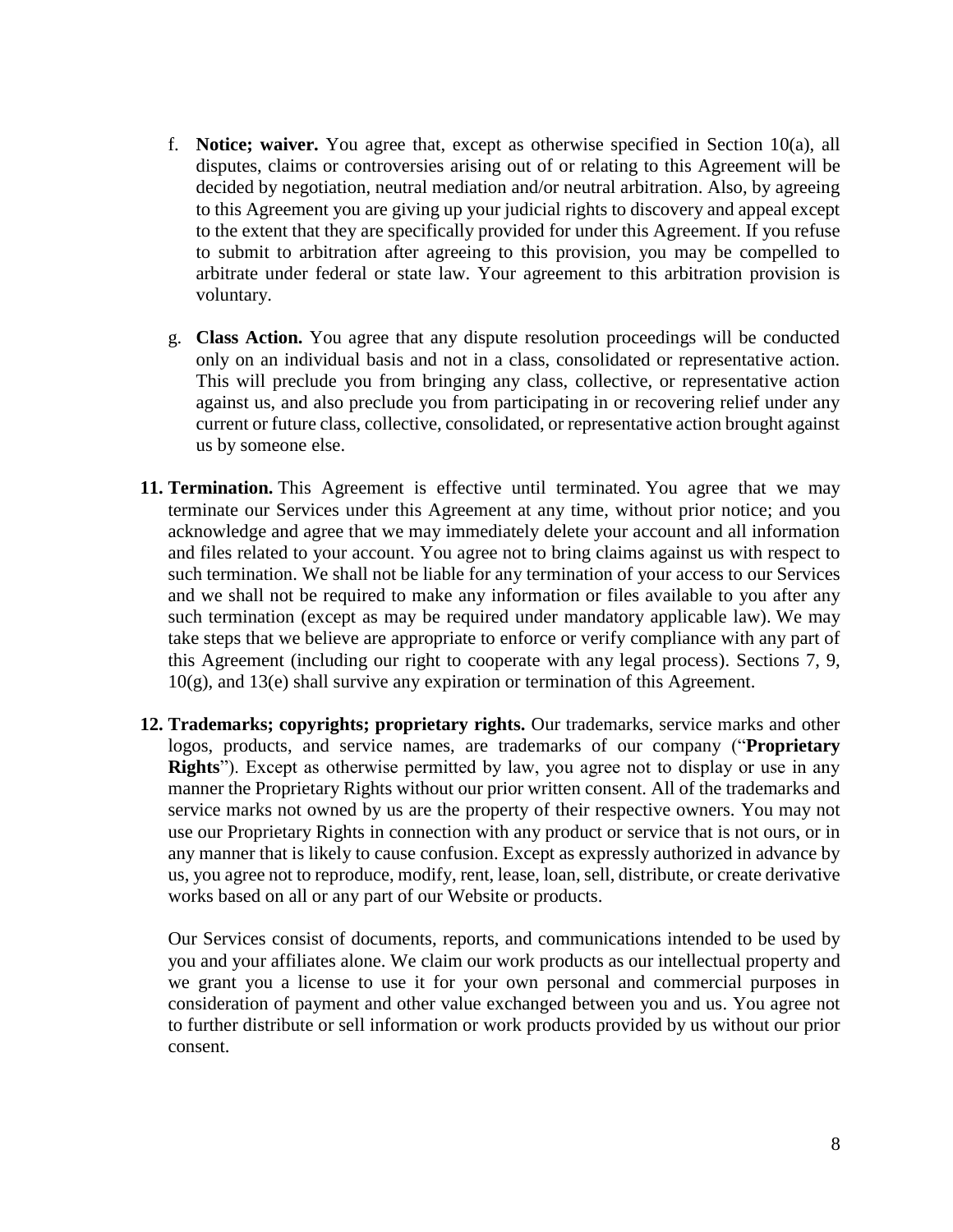f. **Notice; waiver.** You agree that, except as otherwise specified in Section 10(a), all disputes, claims or controversies arising out of or relating to this Agreement will be decided by negotiation, neutral mediation and/or neutral arbitration. Also, by agreeing to this Agreement you are giving up your judicial rights to discovery and appeal except to the extent that they are specifically provided for under this Agreement. If you refuse to submit to arbitration after agreeing to this provision, you may be compelled to arbitrate under federal or state law. Your agreement to this arbitration provision is voluntary.

g. **Class Action.** You agree that any dispute resolution proceedings will be conducted only on an individual basis and not in a class, consolidated or representative action. This will preclude you from bringing any class, collective, or representative action against us, and also preclude you from participating in or recovering relief under any current or future class, collective, consolidated, or representative action brought against us by someone else.

**11. Termination.** This Agreement is effective until terminated. You agree that we may terminate our Services under this Agreement at any time, without prior notice; and you acknowledge and agree that we may immediately delete your account and all information and files related to your account. You agree not to bring claims against us with respect to such termination. We shall not be liable for any termination of your access to our Services and we shall not be required to make any information or files available to you after any such termination (except as may be required under mandatory applicable law). We may take steps that we believe are appropriate to enforce or verify compliance with any part of this Agreement (including our right to cooperate with any legal process). Sections 7, 9, 10(g), and 13(e) shall survive any expiration or termination of this Agreement.

**12. Trademarks; copyrights; proprietary rights.** Our trademarks, service marks and other logos, products, and service names, are trademarks of our company ("**Proprietary Rights**"). Except as otherwise permitted by law, you agree not to display or use in any manner the Proprietary Rights without our prior written consent. All of the trademarks and service marks not owned by us are the property of their respective owners. You may not use our Proprietary Rights in connection with any product or service that is not ours, or in any manner that is likely to cause confusion. Except as expressly authorized in advance by us, you agree not to reproduce, modify, rent, lease, loan, sell, distribute, or create derivative works based on all or any part of our Website or products.

Our Services consist of documents, reports, and communications intended to be used by you and your affiliates alone. We claim our work products as our intellectual property and we grant you a license to use it for your own personal and commercial purposes in consideration of payment and other value exchanged between you and us. You agree not to further distribute or sell information or work products provided by us without our prior consent.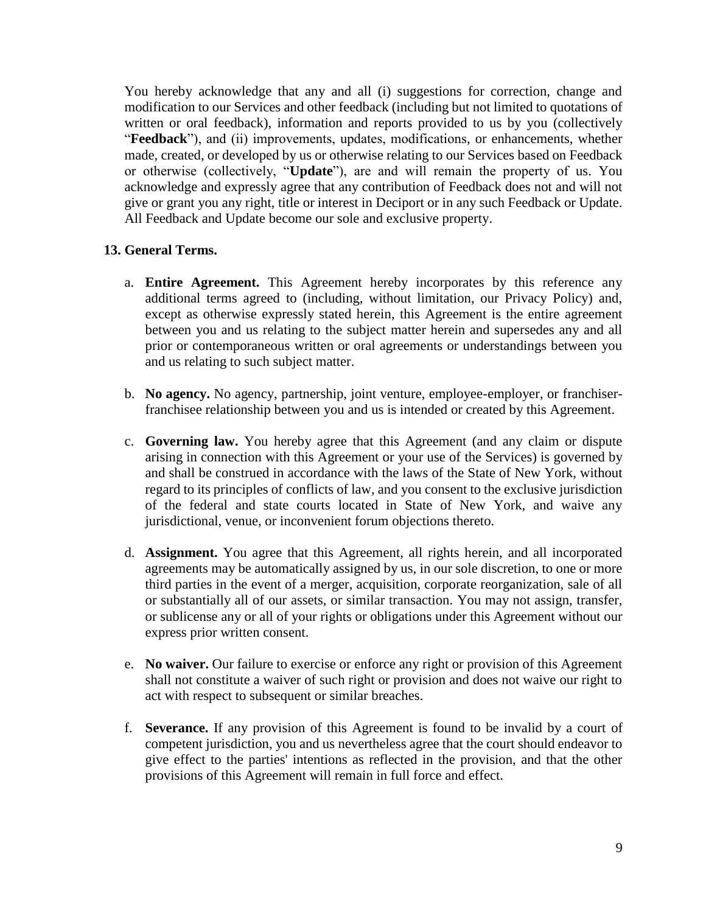You hereby acknowledge that any and all (i) suggestions for correction, change and modification to our Services and other feedback (including but not limited to quotations of written or oral feedback), information and reports provided to us by you (collectively "**Feedback**"), and (ii) improvements, updates, modifications, or enhancements, whether made, created, or developed by us or otherwise relating to our Services based on Feedback or otherwise (collectively, "**Update**"), are and will remain the property of us. You acknowledge and expressly agree that any contribution of Feedback does not and will not give or grant you any right, title or interest in Deciport or in any such Feedback or Update. All Feedback and Update become our sole and exclusive property.

## 13. General Terms.

a. **Entire Agreement.** This Agreement hereby incorporates by this reference any additional terms agreed to (including, without limitation, our Privacy Policy) and, except as otherwise expressly stated herein, this Agreement is the entire agreement between you and us relating to the subject matter herein and supersedes any and all prior or contemporaneous written or oral agreements or understandings between you and us relating to such subject matter.

b. **No agency.** No agency, partnership, joint venture, employee-employer, or franchiser-franchisee relationship between you and us is intended or created by this Agreement.

c. **Governing law.** You hereby agree that this Agreement (and any claim or dispute arising in connection with this Agreement or your use of the Services) is governed by and shall be construed in accordance with the laws of the State of New York, without regard to its principles of conflicts of law, and you consent to the exclusive jurisdiction of the federal and state courts located in State of New York, and waive any jurisdictional, venue, or inconvenient forum objections thereto.

d. **Assignment.** You agree that this Agreement, all rights herein, and all incorporated agreements may be automatically assigned by us, in our sole discretion, to one or more third parties in the event of a merger, acquisition, corporate reorganization, sale of all or substantially all of our assets, or similar transaction. You may not assign, transfer, or sublicense any or all of your rights or obligations under this Agreement without our express prior written consent.

e. **No waiver.** Our failure to exercise or enforce any right or provision of this Agreement shall not constitute a waiver of such right or provision and does not waive our right to act with respect to subsequent or similar breaches.

f. **Severance.** If any provision of this Agreement is found to be invalid by a court of competent jurisdiction, you and us nevertheless agree that the court should endeavor to give effect to the parties' intentions as reflected in the provision, and that the other provisions of this Agreement will remain in full force and effect.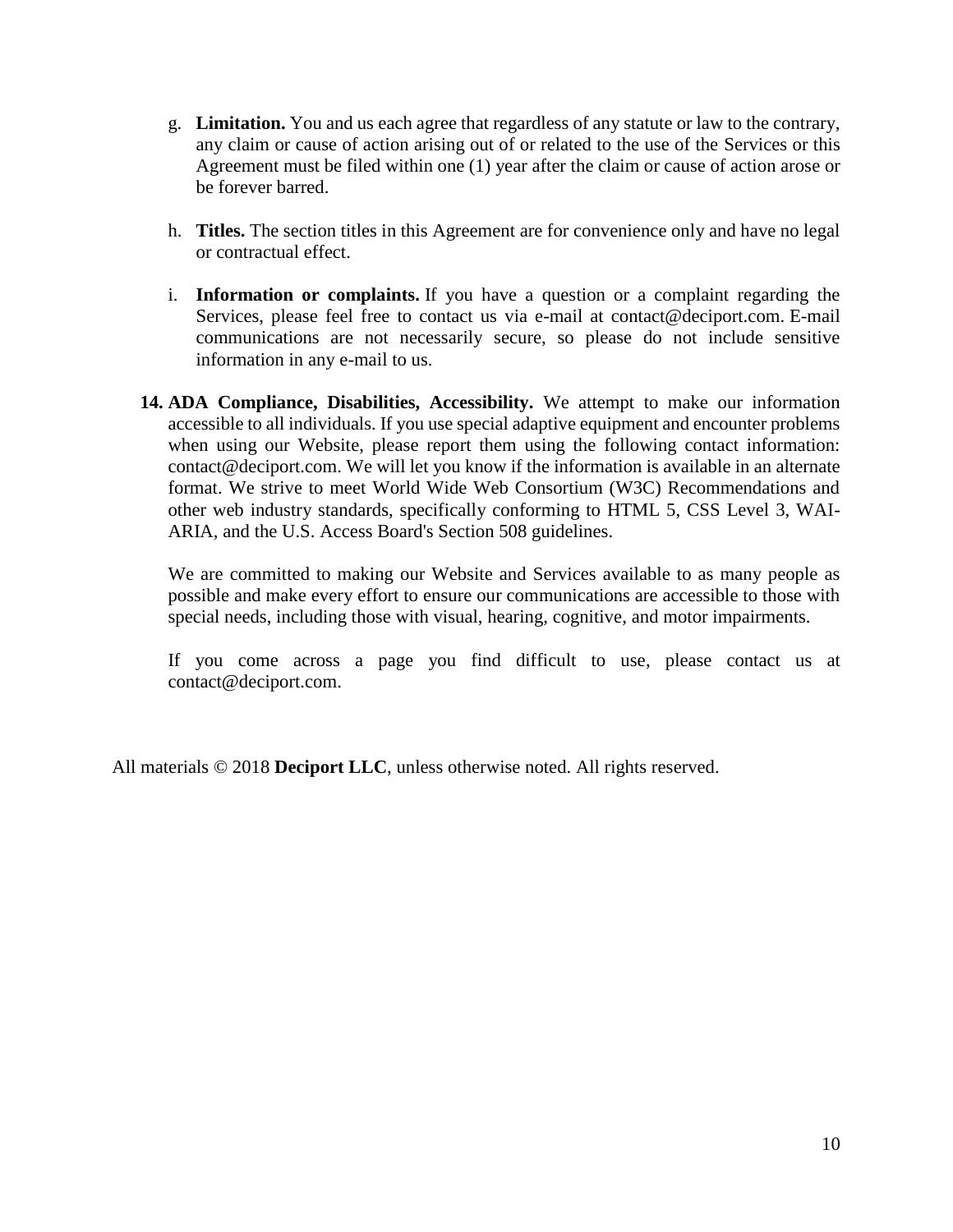g. **Limitation.** You and us each agree that regardless of any statute or law to the contrary, any claim or cause of action arising out of or related to the use of the Services or this Agreement must be filed within one (1) year after the claim or cause of action arose or be forever barred.

h. **Titles.** The section titles in this Agreement are for convenience only and have no legal or contractual effect.

i. **Information or complaints.** If you have a question or a complaint regarding the Services, please feel free to contact us via e-mail at contact@deciport.com. E-mail communications are not necessarily secure, so please do not include sensitive information in any e-mail to us.

**14. ADA Compliance, Disabilities, Accessibility.** We attempt to make our information accessible to all individuals. If you use special adaptive equipment and encounter problems when using our Website, please report them using the following contact information: contact@deciport.com. We will let you know if the information is available in an alternate format. We strive to meet World Wide Web Consortium (W3C) Recommendations and other web industry standards, specifically conforming to HTML 5, CSS Level 3, WAI-ARIA, and the U.S. Access Board's Section 508 guidelines.

We are committed to making our Website and Services available to as many people as possible and make every effort to ensure our communications are accessible to those with special needs, including those with visual, hearing, cognitive, and motor impairments.

If you come across a page you find difficult to use, please contact us at contact@deciport.com.

All materials © 2018 **Deciport LLC**, unless otherwise noted. All rights reserved.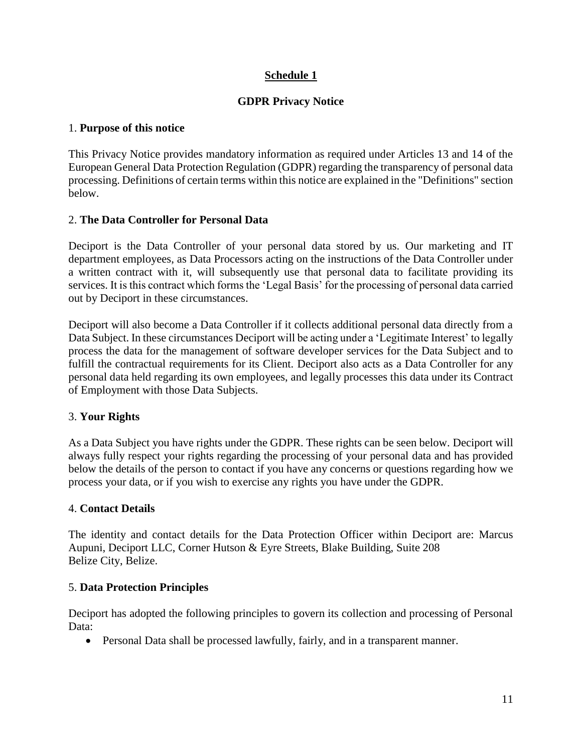## Schedule 1

## GDPR Privacy Notice

### 1. Purpose of this notice

This Privacy Notice provides mandatory information as required under Articles 13 and 14 of the European General Data Protection Regulation (GDPR) regarding the transparency of personal data processing. Definitions of certain terms within this notice are explained in the "Definitions" section below.

### 2. The Data Controller for Personal Data

Deciport is the Data Controller of your personal data stored by us. Our marketing and IT department employees, as Data Processors acting on the instructions of the Data Controller under a written contract with it, will subsequently use that personal data to facilitate providing its services. It is this contract which forms the 'Legal Basis' for the processing of personal data carried out by Deciport in these circumstances.

Deciport will also become a Data Controller if it collects additional personal data directly from a Data Subject. In these circumstances Deciport will be acting under a 'Legitimate Interest' to legally process the data for the management of software developer services for the Data Subject and to fulfill the contractual requirements for its Client. Deciport also acts as a Data Controller for any personal data held regarding its own employees, and legally processes this data under its Contract of Employment with those Data Subjects.

### 3. Your Rights

As a Data Subject you have rights under the GDPR. These rights can be seen below. Deciport will always fully respect your rights regarding the processing of your personal data and has provided below the details of the person to contact if you have any concerns or questions regarding how we process your data, or if you wish to exercise any rights you have under the GDPR.

### 4. Contact Details

The identity and contact details for the Data Protection Officer within Deciport are: Marcus Aupuni, Deciport LLC, Corner Hutson & Eyre Streets, Blake Building, Suite 208
Belize City, Belize.

### 5. Data Protection Principles

Deciport has adopted the following principles to govern its collection and processing of Personal Data:

- Personal Data shall be processed lawfully, fairly, and in a transparent manner.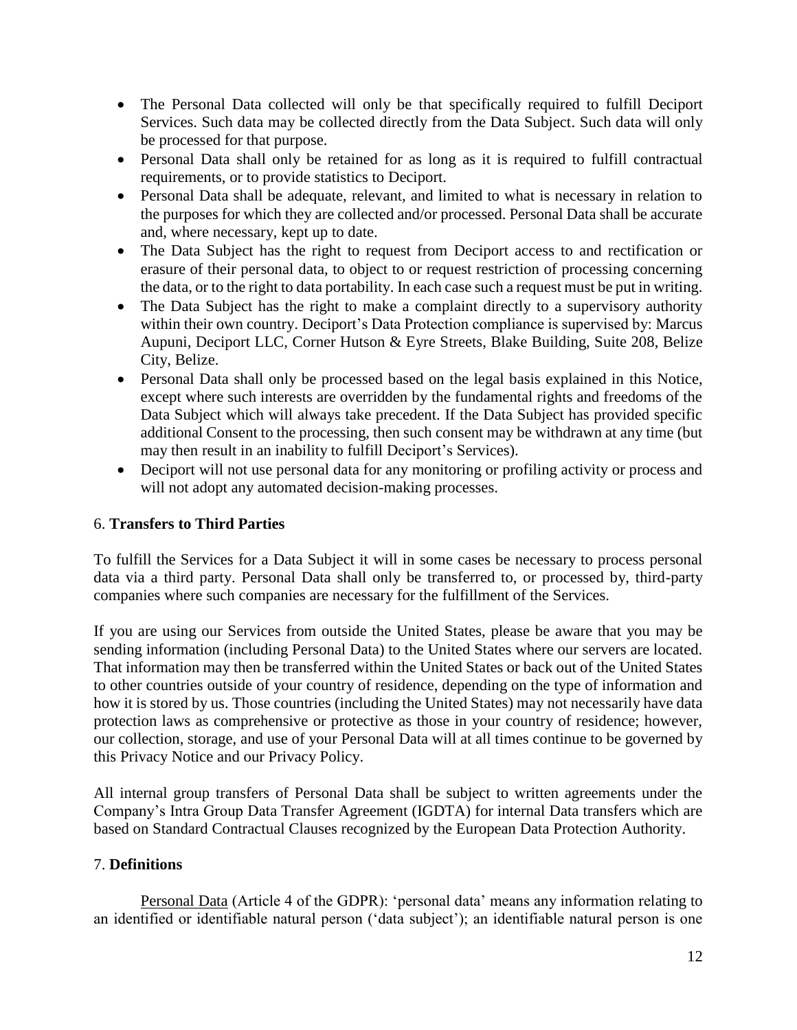- The Personal Data collected will only be that specifically required to fulfill Deciport Services. Such data may be collected directly from the Data Subject. Such data will only be processed for that purpose.
- Personal Data shall only be retained for as long as it is required to fulfill contractual requirements, or to provide statistics to Deciport.
- Personal Data shall be adequate, relevant, and limited to what is necessary in relation to the purposes for which they are collected and/or processed. Personal Data shall be accurate and, where necessary, kept up to date.
- The Data Subject has the right to request from Deciport access to and rectification or erasure of their personal data, to object to or request restriction of processing concerning the data, or to the right to data portability. In each case such a request must be put in writing.
- The Data Subject has the right to make a complaint directly to a supervisory authority within their own country. Deciport's Data Protection compliance is supervised by: Marcus Aupuni, Deciport LLC, Corner Hutson & Eyre Streets, Blake Building, Suite 208, Belize City, Belize.
- Personal Data shall only be processed based on the legal basis explained in this Notice, except where such interests are overridden by the fundamental rights and freedoms of the Data Subject which will always take precedent. If the Data Subject has provided specific additional Consent to the processing, then such consent may be withdrawn at any time (but may then result in an inability to fulfill Deciport's Services).
- Deciport will not use personal data for any monitoring or profiling activity or process and will not adopt any automated decision-making processes.

## 6. **Transfers to Third Parties**

To fulfill the Services for a Data Subject it will in some cases be necessary to process personal data via a third party. Personal Data shall only be transferred to, or processed by, third-party companies where such companies are necessary for the fulfillment of the Services.

If you are using our Services from outside the United States, please be aware that you may be sending information (including Personal Data) to the United States where our servers are located. That information may then be transferred within the United States or back out of the United States to other countries outside of your country of residence, depending on the type of information and how it is stored by us. Those countries (including the United States) may not necessarily have data protection laws as comprehensive or protective as those in your country of residence; however, our collection, storage, and use of your Personal Data will at all times continue to be governed by this Privacy Notice and our Privacy Policy.

All internal group transfers of Personal Data shall be subject to written agreements under the Company's Intra Group Data Transfer Agreement (IGDTA) for internal Data transfers which are based on Standard Contractual Clauses recognized by the European Data Protection Authority.

## 7. **Definitions**

Personal Data (Article 4 of the GDPR): 'personal data' means any information relating to an identified or identifiable natural person ('data subject'); an identifiable natural person is one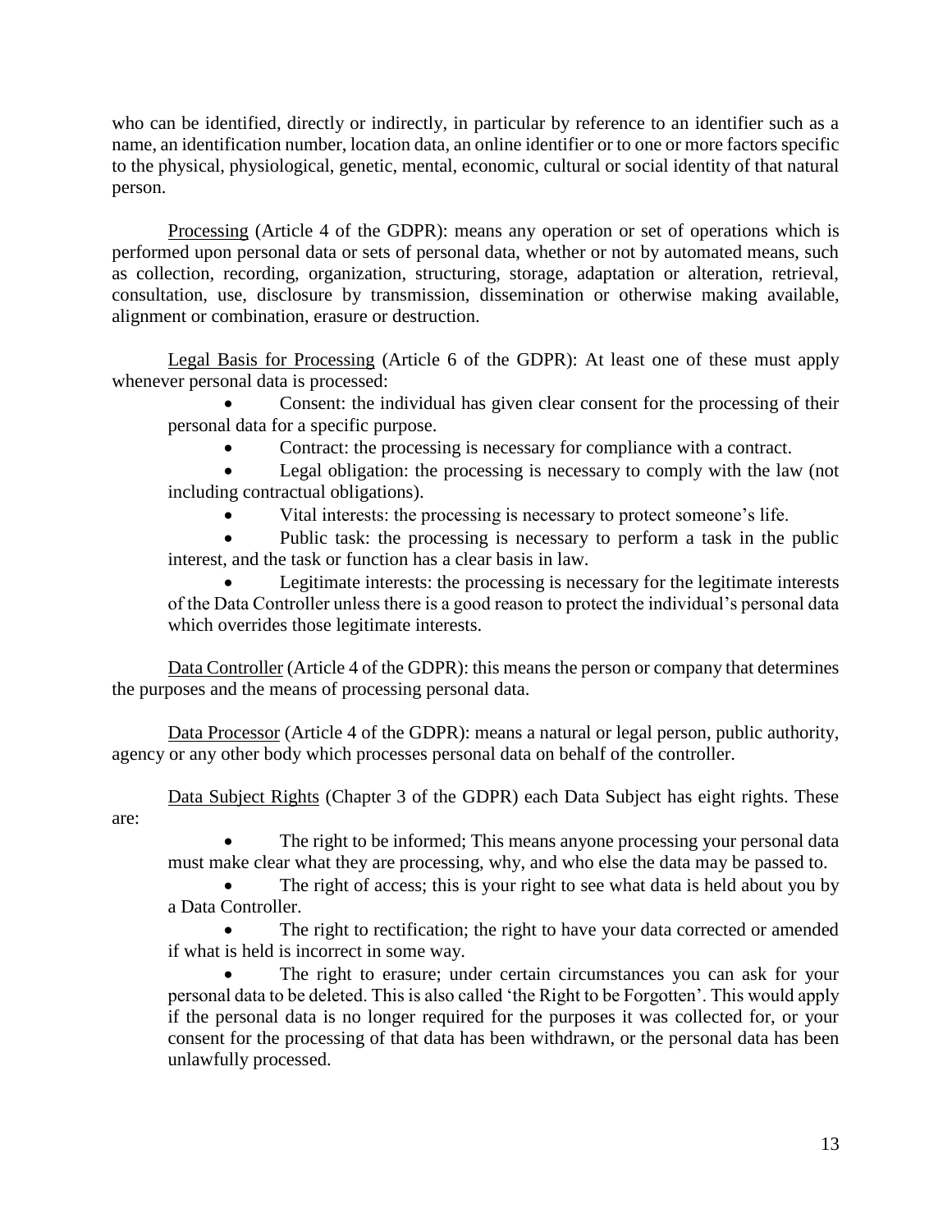who can be identified, directly or indirectly, in particular by reference to an identifier such as a name, an identification number, location data, an online identifier or to one or more factors specific to the physical, physiological, genetic, mental, economic, cultural or social identity of that natural person.

Processing (Article 4 of the GDPR): means any operation or set of operations which is performed upon personal data or sets of personal data, whether or not by automated means, such as collection, recording, organization, structuring, storage, adaptation or alteration, retrieval, consultation, use, disclosure by transmission, dissemination or otherwise making available, alignment or combination, erasure or destruction.

Legal Basis for Processing (Article 6 of the GDPR): At least one of these must apply whenever personal data is processed:

- Consent: the individual has given clear consent for the processing of their personal data for a specific purpose.
- Contract: the processing is necessary for compliance with a contract.
- Legal obligation: the processing is necessary to comply with the law (not including contractual obligations).
- Vital interests: the processing is necessary to protect someone's life.
- Public task: the processing is necessary to perform a task in the public interest, and the task or function has a clear basis in law.
- Legitimate interests: the processing is necessary for the legitimate interests of the Data Controller unless there is a good reason to protect the individual's personal data which overrides those legitimate interests.

Data Controller (Article 4 of the GDPR): this means the person or company that determines the purposes and the means of processing personal data.

Data Processor (Article 4 of the GDPR): means a natural or legal person, public authority, agency or any other body which processes personal data on behalf of the controller.

Data Subject Rights (Chapter 3 of the GDPR) each Data Subject has eight rights. These are:

- The right to be informed; This means anyone processing your personal data must make clear what they are processing, why, and who else the data may be passed to.
- The right of access; this is your right to see what data is held about you by a Data Controller.
- The right to rectification; the right to have your data corrected or amended if what is held is incorrect in some way.
- The right to erasure; under certain circumstances you can ask for your personal data to be deleted. This is also called 'the Right to be Forgotten'. This would apply if the personal data is no longer required for the purposes it was collected for, or your consent for the processing of that data has been withdrawn, or the personal data has been unlawfully processed.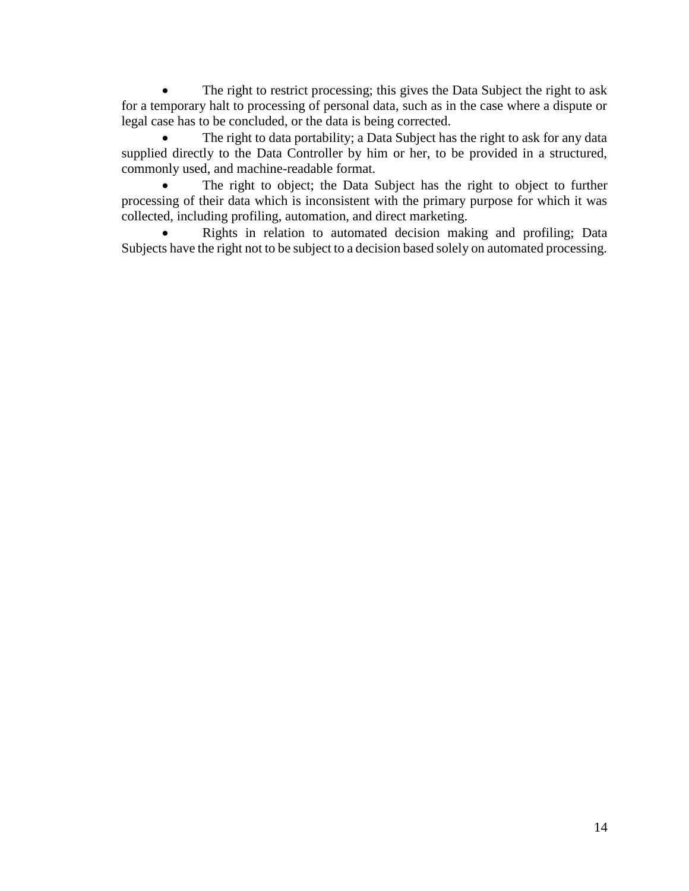- The right to restrict processing; this gives the Data Subject the right to ask for a temporary halt to processing of personal data, such as in the case where a dispute or legal case has to be concluded, or the data is being corrected.
- The right to data portability; a Data Subject has the right to ask for any data supplied directly to the Data Controller by him or her, to be provided in a structured, commonly used, and machine-readable format.
- The right to object; the Data Subject has the right to object to further processing of their data which is inconsistent with the primary purpose for which it was collected, including profiling, automation, and direct marketing.
- Rights in relation to automated decision making and profiling; Data Subjects have the right not to be subject to a decision based solely on automated processing.